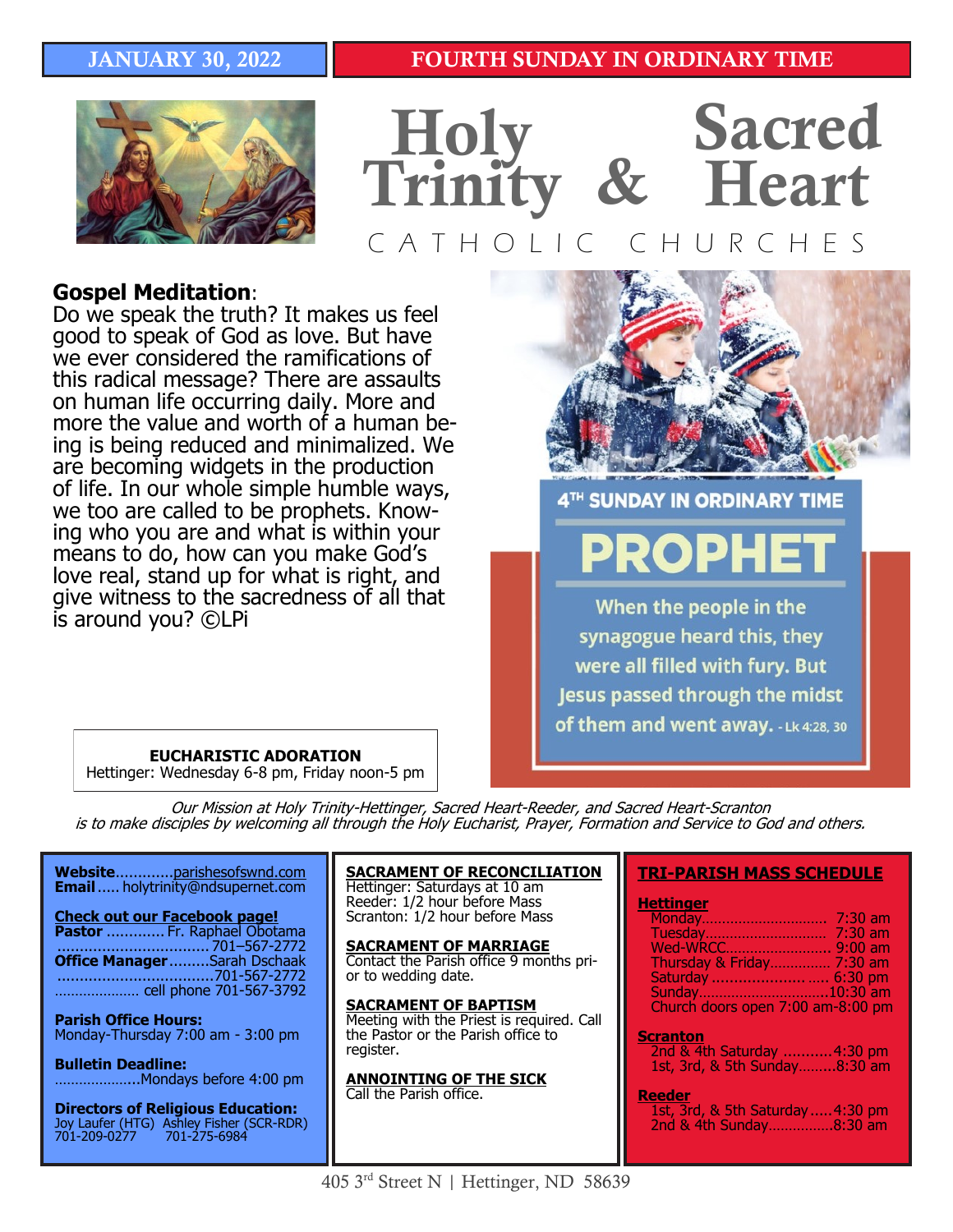JANUARY 30, 2022

FOURTH SUNDAY IN ORDINARY TIME

# Holy Trinity & Sacred Heart

CATHOLIC CHURCHES

**Gospel Meditation**:
Do we speak the truth? It makes us feel good to speak of God as love. But have we ever considered the ramifications of this radical message? There are assaults on human life occurring daily. More and more the value and worth of a human being is being reduced and minimalized. We are becoming widgets in the production of life. In our whole simple humble ways, we too are called to be prophets. Knowing who you are and what is within your means to do, how can you make God's love real, stand up for what is right, and give witness to the sacredness of all that is around you? ©LPi

4TH SUNDAY IN ORDINARY TIME

**PROPHET**

When the people in the synagogue heard this, they were all filled with fury. But Jesus passed through the midst of them and went away. - Lk 4:28, 30

**EUCHARISTIC ADORATION**
Hettinger: Wednesday 6-8 pm, Friday noon-5 pm

*Our Mission at Holy Trinity-Hettinger, Sacred Heart-Reeder, and Sacred Heart-Scranton is to make disciples by welcoming all through the Holy Eucharist, Prayer, Formation and Service to God and others.*

**Website**............parishesofswnd.com
**Email**..... holytrinity@ndsupernet.com

**Check out our Facebook page!**
**Pastor** ............. Fr. Raphael Obotama
..................................701–567-2772
**Office Manager**.........Sarah Dschaak
..................................701-567-2772
.................... cell phone 701-567-3792

**Parish Office Hours:**
Monday-Thursday 7:00 am - 3:00 pm

**Bulletin Deadline:**
....................Mondays before 4:00 pm

**Directors of Religious Education:**
Joy Laufer (HTG) 701-209-0277
Ashley Fisher (SCR-RDR) 701-275-6984

**SACRAMENT OF RECONCILIATION**
Hettinger: Saturdays at 10 am
Reeder: 1/2 hour before Mass
Scranton: 1/2 hour before Mass

**SACRAMENT OF MARRIAGE**
Contact the Parish office 9 months prior to wedding date.

**SACRAMENT OF BAPTISM**
Meeting with the Priest is required. Call the Pastor or the Parish office to register.

**ANNOINTING OF THE SICK**
Call the Parish office.

**TRI-PARISH MASS SCHEDULE**

**Hettinger**
Monday.............................. 7:30 am
Tuesday............................. 7:30 am
Wed-WRCC.......................... 9:00 am
Thursday & Friday............... 7:30 am
Saturday .......................... 6:30 pm
Sunday..............................10:30 am
Church doors open 7:00 am-8:00 pm

**Scranton**
2nd & 4th Saturday ...........4:30 pm
1st, 3rd, & 5th Sunday.........8:30 am

**Reeder**
1st, 3rd, & 5th Saturday.....4:30 pm
2nd & 4th Sunday...............8:30 am

405 3rd Street N | Hettinger, ND 58639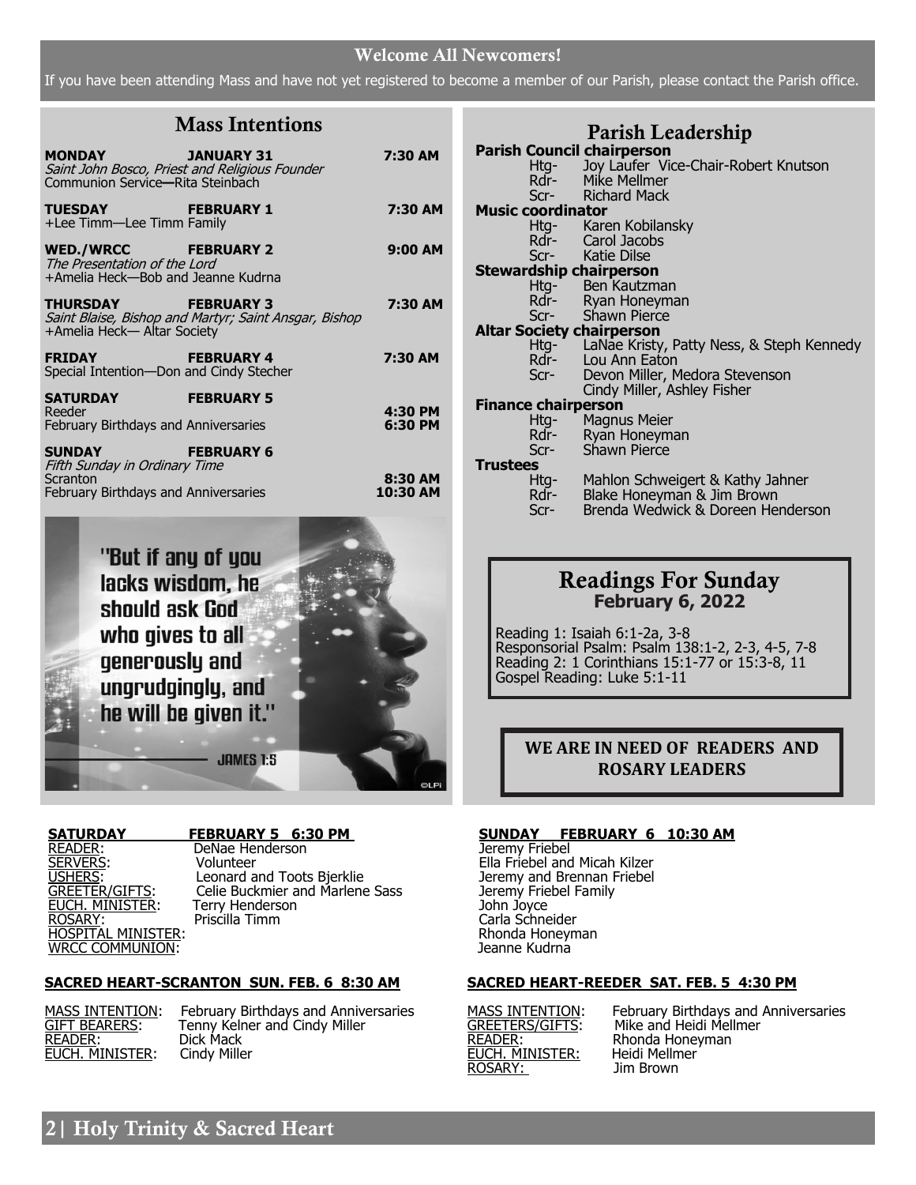## Welcome All Newcomers!

If you have been attending Mass and have not yet registered to become a member of our Parish, please contact the Parish office.

## Mass Intentions

**MONDAY** **JANUARY 31** **7:30 AM**
*Saint John Bosco, Priest and Religious Founder*
Communion Service—Rita Steinbach

**TUESDAY** **FEBRUARY 1** **7:30 AM**
+Lee Timm—Lee Timm Family

**WED./WRCC** **FEBRUARY 2** **9:00 AM**
*The Presentation of the Lord*
+Amelia Heck—Bob and Jeanne Kudrna

**THURSDAY** **FEBRUARY 3** **7:30 AM**
*Saint Blaise, Bishop and Martyr; Saint Ansgar, Bishop*
+Amelia Heck— Altar Society

**FRIDAY** **FEBRUARY 4** **7:30 AM**
Special Intention—Don and Cindy Stecher

**SATURDAY** **FEBRUARY 5**
Reeder **4:30 PM**
February Birthdays and Anniversaries **6:30 PM**

**SUNDAY** **FEBRUARY 6**
*Fifth Sunday in Ordinary Time*
Scranton **8:30 AM**
February Birthdays and Anniversaries **10:30 AM**

"But if any of you lacks wisdom, he should ask God who gives to all generously and ungrudgingly, and he will be given it."
— JAMES 1:5

## Parish Leadership

**Parish Council chairperson**
- Htg- Joy Laufer Vice-Chair-Robert Knutson
- Rdr- Mike Mellmer
- Scr- Richard Mack

**Music coordinator**
- Htg- Karen Kobilansky
- Rdr- Carol Jacobs
- Scr- Katie Dilse

**Stewardship chairperson**
- Htg- Ben Kautzman
- Rdr- Ryan Honeyman
- Scr- Shawn Pierce

**Altar Society chairperson**
- Htg- LaNae Kristy, Patty Ness, & Steph Kennedy
- Rdr- Lou Ann Eaton
- Scr- Devon Miller, Medora Stevenson Cindy Miller, Ashley Fisher

**Finance chairperson**
- Htg- Magnus Meier
- Rdr- Ryan Honeyman
- Scr- Shawn Pierce

**Trustees**
- Htg- Mahlon Schweigert & Kathy Jahner
- Rdr- Blake Honeyman & Jim Brown
- Scr- Brenda Wedwick & Doreen Henderson

## Readings For Sunday
### February 6, 2022

Reading 1: Isaiah 6:1-2a, 3-8
Responsorial Psalm: Psalm 138:1-2, 2-3, 4-5, 7-8
Reading 2: 1 Corinthians 15:1-77 or 15:3-8, 11
Gospel Reading: Luke 5:1-11

**WE ARE IN NEED OF READERS AND ROSARY LEADERS**

| | SATURDAY FEBRUARY 5 6:30 PM | SUNDAY FEBRUARY 6 10:30 AM |
|---|---|---|
| READER: | DeNae Henderson | Jeremy Friebel |
| SERVERS: | Volunteer | Ella Friebel and Micah Kilzer |
| USHERS: | Leonard and Toots Bjerklie | Jeremy and Brennan Friebel |
| GREETER/GIFTS: | Celie Buckmier and Marlene Sass | Jeremy Friebel Family |
| EUCH. MINISTER: | Terry Henderson | John Joyce |
| ROSARY: | Priscilla Timm | Carla Schneider |
| HOSPITAL MINISTER: | | Rhonda Honeyman |
| WRCC COMMUNION: | | Jeanne Kudrna |

**SACRED HEART-SCRANTON SUN. FEB. 6 8:30 AM**

MASS INTENTION: February Birthdays and Anniversaries
GIFT BEARERS: Tenny Kelner and Cindy Miller
READER: Dick Mack
EUCH. MINISTER: Cindy Miller

**SACRED HEART-REEDER SAT. FEB. 5 4:30 PM**

MASS INTENTION: February Birthdays and Anniversaries
GREETERS/GIFTS: Mike and Heidi Mellmer
READER: Rhonda Honeyman
EUCH. MINISTER: Heidi Mellmer
ROSARY: Jim Brown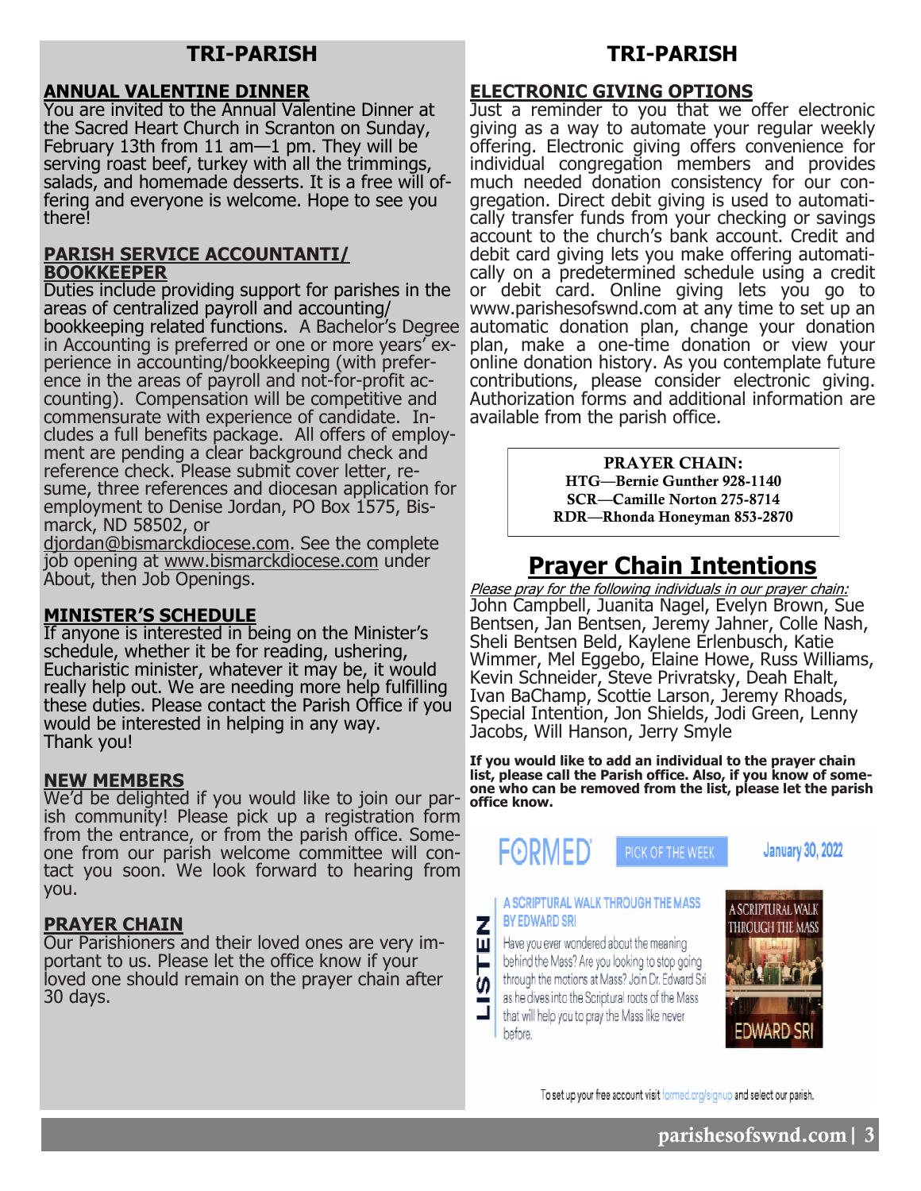## TRI-PARISH

### ANNUAL VALENTINE DINNER

You are invited to the Annual Valentine Dinner at the Sacred Heart Church in Scranton on Sunday, February 13th from 11 am—1 pm. They will be serving roast beef, turkey with all the trimmings, salads, and homemade desserts. It is a free will offering and everyone is welcome. Hope to see you there!

### PARISH SERVICE ACCOUNTANTI/ BOOKKEEPER

Duties include providing support for parishes in the areas of centralized payroll and accounting/ bookkeeping related functions. A Bachelor's Degree in Accounting is preferred or one or more years' experience in accounting/bookkeeping (with preference in the areas of payroll and not-for-profit accounting). Compensation will be competitive and commensurate with experience of candidate. Includes a full benefits package. All offers of employment are pending a clear background check and reference check. Please submit cover letter, resume, three references and diocesan application for employment to Denise Jordan, PO Box 1575, Bismarck, ND 58502, or djordan@bismarckdiocese.com. See the complete job opening at www.bismarckdiocese.com under About, then Job Openings.

### MINISTER'S SCHEDULE

If anyone is interested in being on the Minister's schedule, whether it be for reading, ushering, Eucharistic minister, whatever it may be, it would really help out. We are needing more help fulfilling these duties. Please contact the Parish Office if you would be interested in helping in any way.
Thank you!

### NEW MEMBERS

We'd be delighted if you would like to join our parish community! Please pick up a registration form from the entrance, or from the parish office. Someone from our parish welcome committee will contact you soon. We look forward to hearing from you.

### PRAYER CHAIN

Our Parishioners and their loved ones are very important to us. Please let the office know if your loved one should remain on the prayer chain after 30 days.

## TRI-PARISH

### ELECTRONIC GIVING OPTIONS

Just a reminder to you that we offer electronic giving as a way to automate your regular weekly offering. Electronic giving offers convenience for individual congregation members and provides much needed donation consistency for our congregation. Direct debit giving is used to automatically transfer funds from your checking or savings account to the church's bank account. Credit and debit card giving lets you make offering automatically on a predetermined schedule using a credit or debit card. Online giving lets you go to www.parishesofswnd.com at any time to set up an automatic donation plan, change your donation plan, make a one-time donation or view your online donation history. As you contemplate future contributions, please consider electronic giving. Authorization forms and additional information are available from the parish office.

**PRAYER CHAIN:**
**HTG—Bernie Gunther 928-1140**
**SCR—Camille Norton 275-8714**
**RDR—Rhonda Honeyman 853-2870**

## Prayer Chain Intentions

*Please pray for the following individuals in our prayer chain:*
John Campbell, Juanita Nagel, Evelyn Brown, Sue Bentsen, Jan Bentsen, Jeremy Jahner, Colle Nash, Sheli Bentsen Beld, Kaylene Erlenbusch, Katie Wimmer, Mel Eggebo, Elaine Howe, Russ Williams, Kevin Schneider, Steve Privratsky, Deah Ehalt, Ivan BaChamp, Scottie Larson, Jeremy Rhoads, Special Intention, Jon Shields, Jodi Green, Lenny Jacobs, Will Hanson, Jerry Smyle

**If you would like to add an individual to the prayer chain list, please call the Parish office. Also, if you know of someone who can be removed from the list, please let the parish office know.**

FORMED — PICK OF THE WEEK — January 30, 2022

LISTEN

**A SCRIPTURAL WALK THROUGH THE MASS BY EDWARD SRI**

Have you ever wondered about the meaning behind the Mass? Are you looking to stop going through the motions at Mass? Join Dr. Edward Sri as he dives into the Scriptural roots of the Mass that will help you to pray the Mass like never before.

A SCRIPTURAL WALK THROUGH THE MASS
EDWARD SRI

To set up your free account visit formed.org/signup and select our parish.